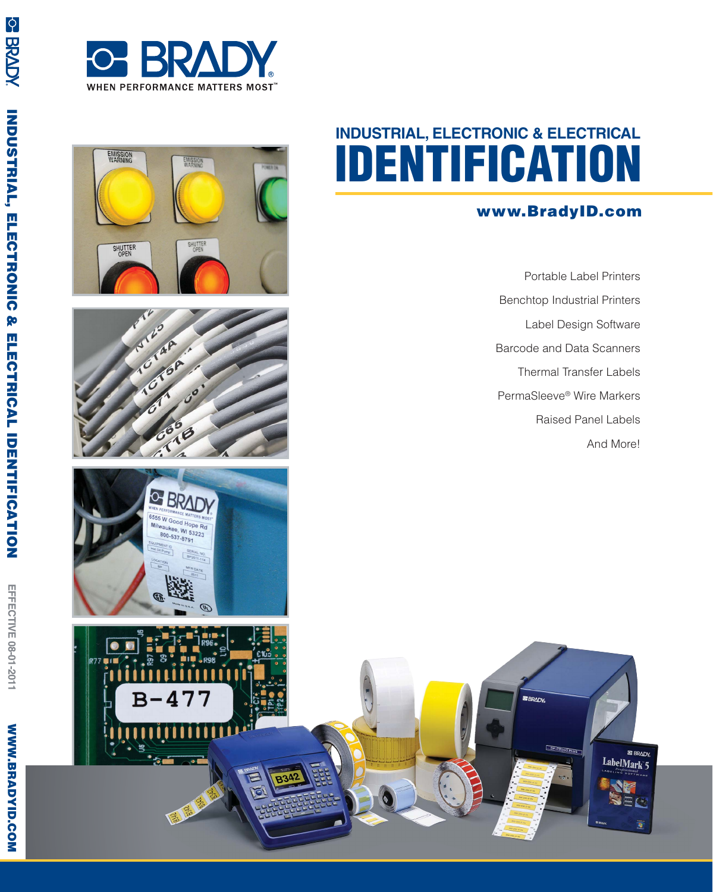# BRADY

WHEN PERFORMANCE MATTERS MOST™

## INDUSTRIAL, ELECTRONIC & ELECTRICAL

# IDENTIFICATION

**www.BradyID.com**

Portable Label Printers

Benchtop Industrial Printers

Label Design Software

Barcode and Data Scanners

Thermal Transfer Labels

PermaSleeve® Wire Markers

Raised Panel Labels

And More!

EFFECTIVE 08-01-2011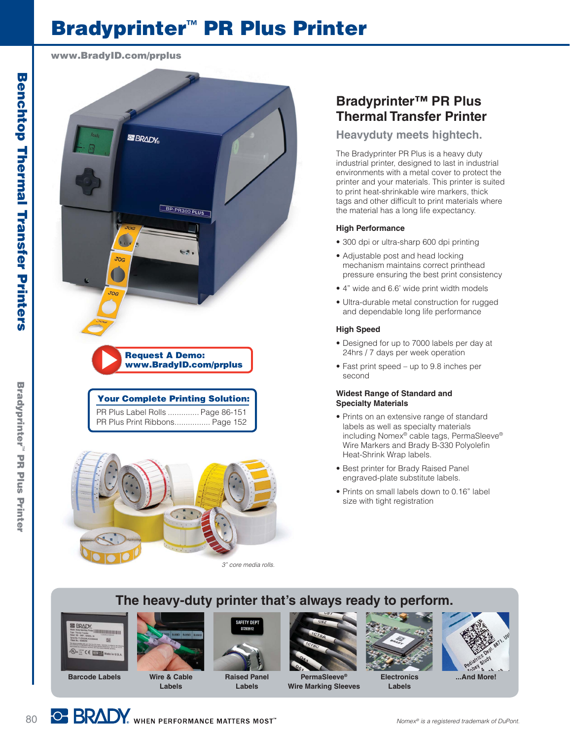# Bradyprinter™ PR Plus Printer

www.BradyID.com/prplus

**Request A Demo:**
**www.BradyID.com/prplus**

**Your Complete Printing Solution:**

PR Plus Label Rolls .............. Page 86-151
PR Plus Print Ribbons................ Page 152

*3" core media rolls.*

## Bradyprinter™ PR Plus Thermal Transfer Printer

### Heavyduty meets hightech.

The Bradyprinter PR Plus is a heavy duty industrial printer, designed to last in industrial environments with a metal cover to protect the printer and your materials. This printer is suited to print heat-shrinkable wire markers, thick tags and other difficult to print materials where the material has a long life expectancy.

#### High Performance

- 300 dpi or ultra-sharp 600 dpi printing
- Adjustable post and head locking mechanism maintains correct printhead pressure ensuring the best print consistency
- 4" wide and 6.6' wide print width models
- Ultra-durable metal construction for rugged and dependable long life performance

#### High Speed

- Designed for up to 7000 labels per day at 24hrs / 7 days per week operation
- Fast print speed – up to 9.8 inches per second

#### Widest Range of Standard and Specialty Materials

- Prints on an extensive range of standard labels as well as specialty materials including Nomex® cable tags, PermaSleeve® Wire Markers and Brady B-330 Polyolefin Heat-Shrink Wrap labels.
- Best printer for Brady Raised Panel engraved-plate substitute labels.
- Prints on small labels down to 0.16" label size with tight registration

## The heavy-duty printer that's always ready to perform.

Barcode Labels | Wire & Cable Labels | Raised Panel Labels | PermaSleeve® Wire Marking Sleeves | Electronics Labels | ...And More!

*Nomex® is a registered trademark of DuPont.*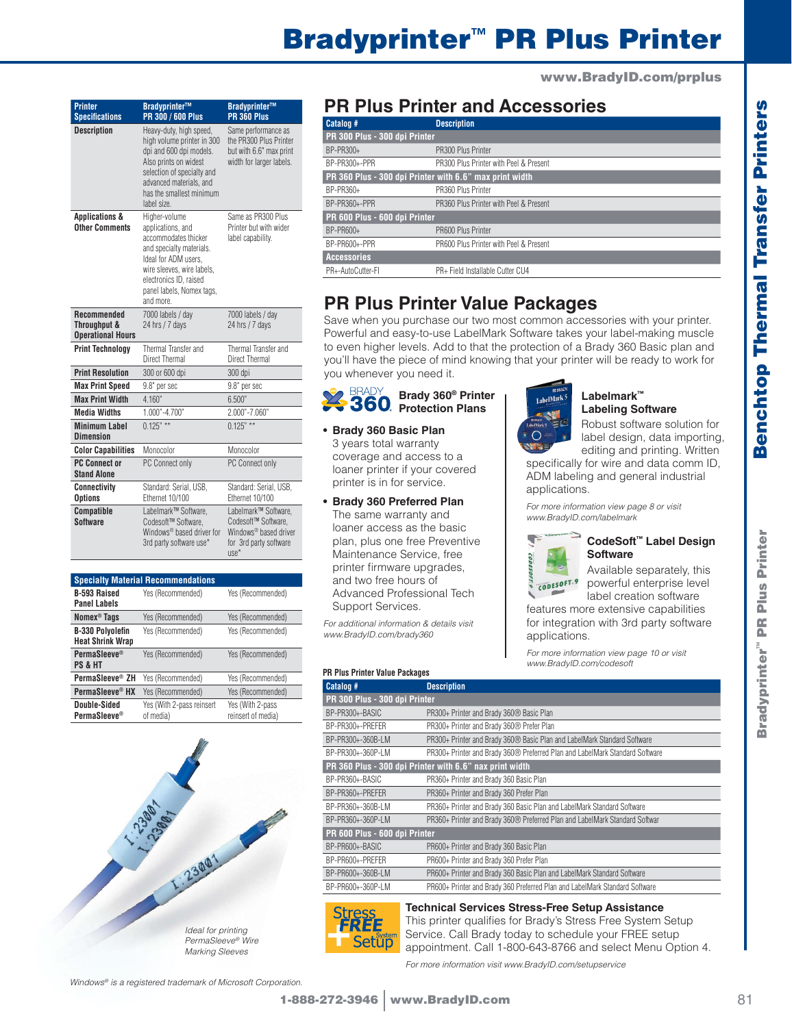# Bradyprinter™ PR Plus Printer

www.BradyID.com/prplus

| Printer Specifications | Bradyprinter™ PR 300 / 600 Plus | Bradyprinter™ PR 360 Plus |
|---|---|---|
| Description | Heavy-duty, high speed, high volume printer in 300 dpi and 600 dpi models. Also prints on widest selection of specialty and advanced materials, and has the smallest minimum label size. | Same performance as the PR300 Plus Printer but with 6.6" max print width for larger labels. |
| Applications & Other Comments | Higher-volume applications, and accommodates thicker and specialty materials. Ideal for ADM users, wire sleeves, wire labels, electronics ID, raised panel labels, Nomex tags, and more. | Same as PR300 Plus Printer but with wider label capability. |
| Recommended Throughput & Operational Hours | 7000 labels / day 24 hrs / 7 days | 7000 labels / day 24 hrs / 7 days |
| Print Technology | Thermal Transfer and Direct Thermal | Thermal Transfer and Direct Thermal |
| Print Resolution | 300 or 600 dpi | 300 dpi |
| Max Print Speed | 9.8" per sec | 9.8" per sec |
| Max Print Width | 4.160" | 6.500" |
| Media Widths | 1.000"-4.700" | 2.000"-7.060" |
| Minimum Label Dimension | 0.125" ** | 0.125" ** |
| Color Capabilities | Monocolor | Monocolor |
| PC Connect or Stand Alone | PC Connect only | PC Connect only |
| Connectivity Options | Standard: Serial, USB, Ethernet 10/100 | Standard: Serial, USB, Ethernet 10/100 |
| Compatible Software | Labelmark™ Software, Codesoft™ Software, Windows® based driver for 3rd party software use* | Labelmark™ Software, Codesoft™ Software, Windows® based driver for 3rd party software use* |

| Specialty Material Recommendations | | |
|---|---|---|
| B-593 Raised Panel Labels | Yes (Recommended) | Yes (Recommended) |
| Nomex® Tags | Yes (Recommended) | Yes (Recommended) |
| B-330 Polyolefin Heat Shrink Wrap | Yes (Recommended) | Yes (Recommended) |
| PermaSleeve® PS & HT | Yes (Recommended) | Yes (Recommended) |
| PermaSleeve® ZH | Yes (Recommended) | Yes (Recommended) |
| PermaSleeve® HX | Yes (Recommended) | Yes (Recommended) |
| Double-Sided PermaSleeve® | Yes (With 2-pass reinsert of media) | Yes (With 2-pass reinsert of media) |

*Ideal for printing PermaSleeve® Wire Marking Sleeves*

*Windows® is a registered trademark of Microsoft Corporation.*

## PR Plus Printer and Accessories

| Catalog # | Description |
|---|---|
| **PR 300 Plus - 300 dpi Printer** | |
| BP-PR300+ | PR300 Plus Printer |
| BP-PR300+-PPR | PR300 Plus Printer with Peel & Present |
| **PR 360 Plus - 300 dpi Printer with 6.6" max print width** | |
| BP-PR360+ | PR360 Plus Printer |
| BP-PR360+-PPR | PR360 Plus Printer with Peel & Present |
| **PR 600 Plus - 600 dpi Printer** | |
| BP-PR600+ | PR600 Plus Printer |
| BP-PR600+-PPR | PR600 Plus Printer with Peel & Present |
| **Accessories** | |
| PR+-AutoCutter-FI | PR+ Field Installable Cutter CU4 |

## PR Plus Printer Value Packages

Save when you purchase our two most common accessories with your printer. Powerful and easy-to-use LabelMark Software takes your label-making muscle to even higher levels. Add to that the protection of a Brady 360 Basic plan and you'll have the piece of mind knowing that your printer will be ready to work for you whenever you need it.

### Brady 360® Printer Protection Plans

- **Brady 360 Basic Plan**
  3 years total warranty coverage and access to a loaner printer if your covered printer is in for service.
- **Brady 360 Preferred Plan**
  The same warranty and loaner access as the basic plan, plus one free Preventive Maintenance Service, free printer firmware upgrades, and two free hours of Advanced Professional Tech Support Services.

*For additional information & details visit www.BradyID.com/brady360*

### Labelmark™ Labeling Software

Robust software solution for label design, data importing, editing and printing. Written specifically for wire and data comm ID, ADM labeling and general industrial applications.

*For more information view page 8 or visit www.BradyID.com/labelmark*

### CodeSoft™ Label Design Software

Available separately, this powerful enterprise level label creation software features more extensive capabilities for integration with 3rd party software applications.

*For more information view page 10 or visit www.BradyID.com/codesoft*

**PR Plus Printer Value Packages**

| Catalog # | Description |
|---|---|
| **PR 300 Plus - 300 dpi Printer** | |
| BP-PR300+-BASIC | PR300+ Printer and Brady 360® Basic Plan |
| BP-PR300+-PREFER | PR300+ Printer and Brady 360® Prefer Plan |
| BP-PR300+-360B-LM | PR300+ Printer and Brady 360® Basic Plan and LabelMark Standard Software |
| BP-PR300+-360P-LM | PR300+ Printer and Brady 360® Preferred Plan and LabelMark Standard Software |
| **PR 360 Plus - 300 dpi Printer with 6.6" nax print width** | |
| BP-PR360+-BASIC | PR360+ Printer and Brady 360 Basic Plan |
| BP-PR360+-PREFER | PR360+ Printer and Brady 360 Prefer Plan |
| BP-PR360+-360B-LM | PR360+ Printer and Brady 360 Basic Plan and LabelMark Standard Software |
| BP-PR360+-360P-LM | PR360+ Printer and Brady 360® Preferred Plan and LabelMark Standard Softwar |
| **PR 600 Plus - 600 dpi Printer** | |
| BP-PR600+-BASIC | PR600+ Printer and Brady 360 Basic Plan |
| BP-PR600+-PREFER | PR600+ Printer and Brady 360 Prefer Plan |
| BP-PR600+-360B-LM | PR600+ Printer and Brady 360 Basic Plan and LabelMark Standard Software |
| BP-PR600+-360P-LM | PR600+ Printer and Brady 360 Preferred Plan and LabelMark Standard Software |

### Technical Services Stress-Free Setup Assistance

This printer qualifies for Brady's Stress Free System Setup Service. Call Brady today to schedule your FREE setup appointment. Call 1-800-643-8766 and select Menu Option 4.

*For more information visit www.BradyID.com/setupservice*